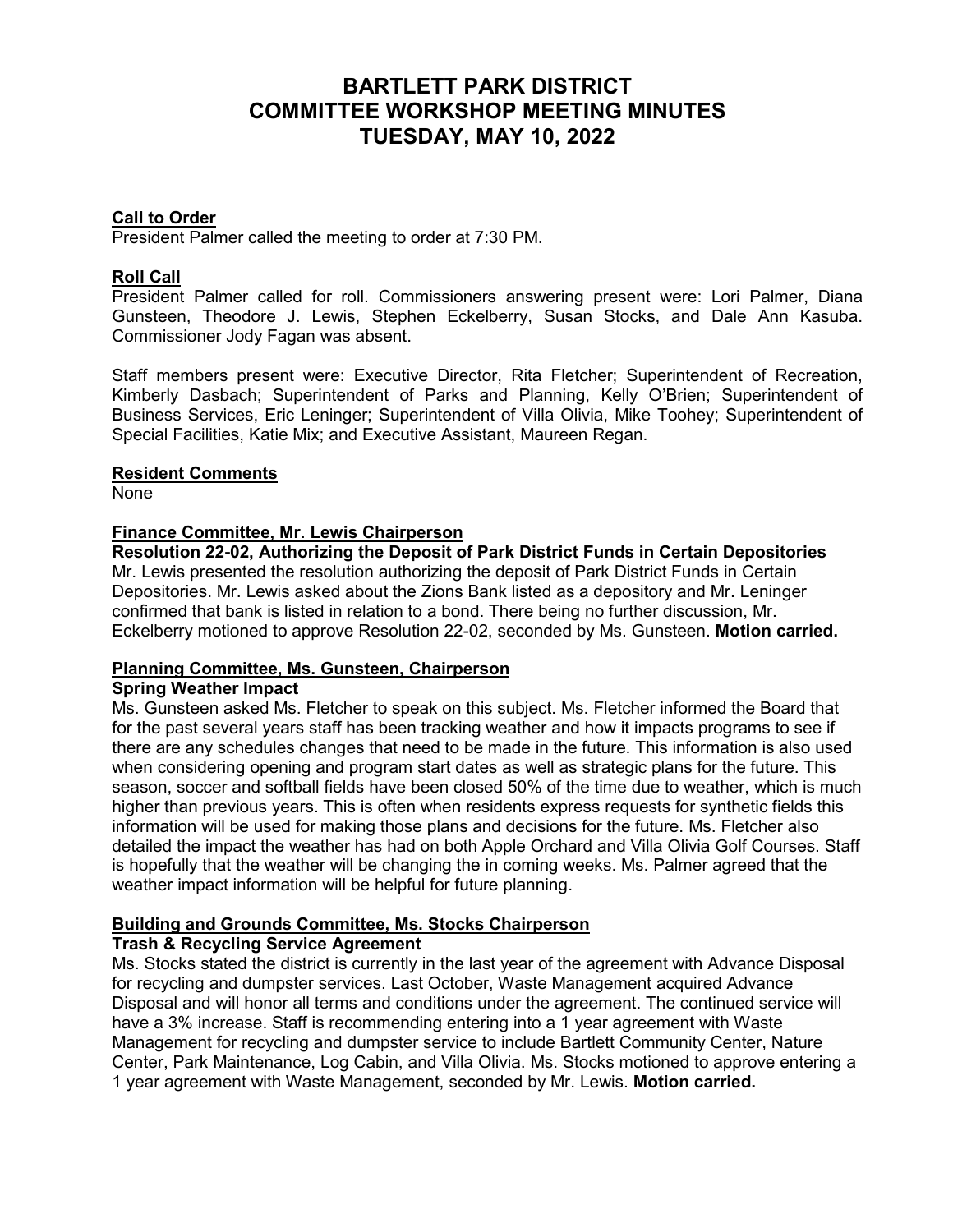# BARTLETT PARK DISTRICT
# COMMITTEE WORKSHOP MEETING MINUTES
# TUESDAY, MAY 10, 2022

**Call to Order**

President Palmer called the meeting to order at 7:30 PM.

**Roll Call**

President Palmer called for roll. Commissioners answering present were: Lori Palmer, Diana Gunsteen, Theodore J. Lewis, Stephen Eckelberry, Susan Stocks, and Dale Ann Kasuba. Commissioner Jody Fagan was absent.

Staff members present were: Executive Director, Rita Fletcher; Superintendent of Recreation, Kimberly Dasbach; Superintendent of Parks and Planning, Kelly O'Brien; Superintendent of Business Services, Eric Leninger; Superintendent of Villa Olivia, Mike Toohey; Superintendent of Special Facilities, Katie Mix; and Executive Assistant, Maureen Regan.

**Resident Comments**

None

**Finance Committee, Mr. Lewis Chairperson**

**Resolution 22-02, Authorizing the Deposit of Park District Funds in Certain Depositories**

Mr. Lewis presented the resolution authorizing the deposit of Park District Funds in Certain Depositories. Mr. Lewis asked about the Zions Bank listed as a depository and Mr. Leninger confirmed that bank is listed in relation to a bond. There being no further discussion, Mr. Eckelberry motioned to approve Resolution 22-02, seconded by Ms. Gunsteen. **Motion carried.**

**Planning Committee, Ms. Gunsteen, Chairperson**

**Spring Weather Impact**

Ms. Gunsteen asked Ms. Fletcher to speak on this subject. Ms. Fletcher informed the Board that for the past several years staff has been tracking weather and how it impacts programs to see if there are any schedules changes that need to be made in the future. This information is also used when considering opening and program start dates as well as strategic plans for the future. This season, soccer and softball fields have been closed 50% of the time due to weather, which is much higher than previous years. This is often when residents express requests for synthetic fields this information will be used for making those plans and decisions for the future. Ms. Fletcher also detailed the impact the weather has had on both Apple Orchard and Villa Olivia Golf Courses. Staff is hopefully that the weather will be changing the in coming weeks. Ms. Palmer agreed that the weather impact information will be helpful for future planning.

**Building and Grounds Committee, Ms. Stocks Chairperson**

**Trash & Recycling Service Agreement**

Ms. Stocks stated the district is currently in the last year of the agreement with Advance Disposal for recycling and dumpster services. Last October, Waste Management acquired Advance Disposal and will honor all terms and conditions under the agreement. The continued service will have a 3% increase. Staff is recommending entering into a 1 year agreement with Waste Management for recycling and dumpster service to include Bartlett Community Center, Nature Center, Park Maintenance, Log Cabin, and Villa Olivia. Ms. Stocks motioned to approve entering a 1 year agreement with Waste Management, seconded by Mr. Lewis. **Motion carried.**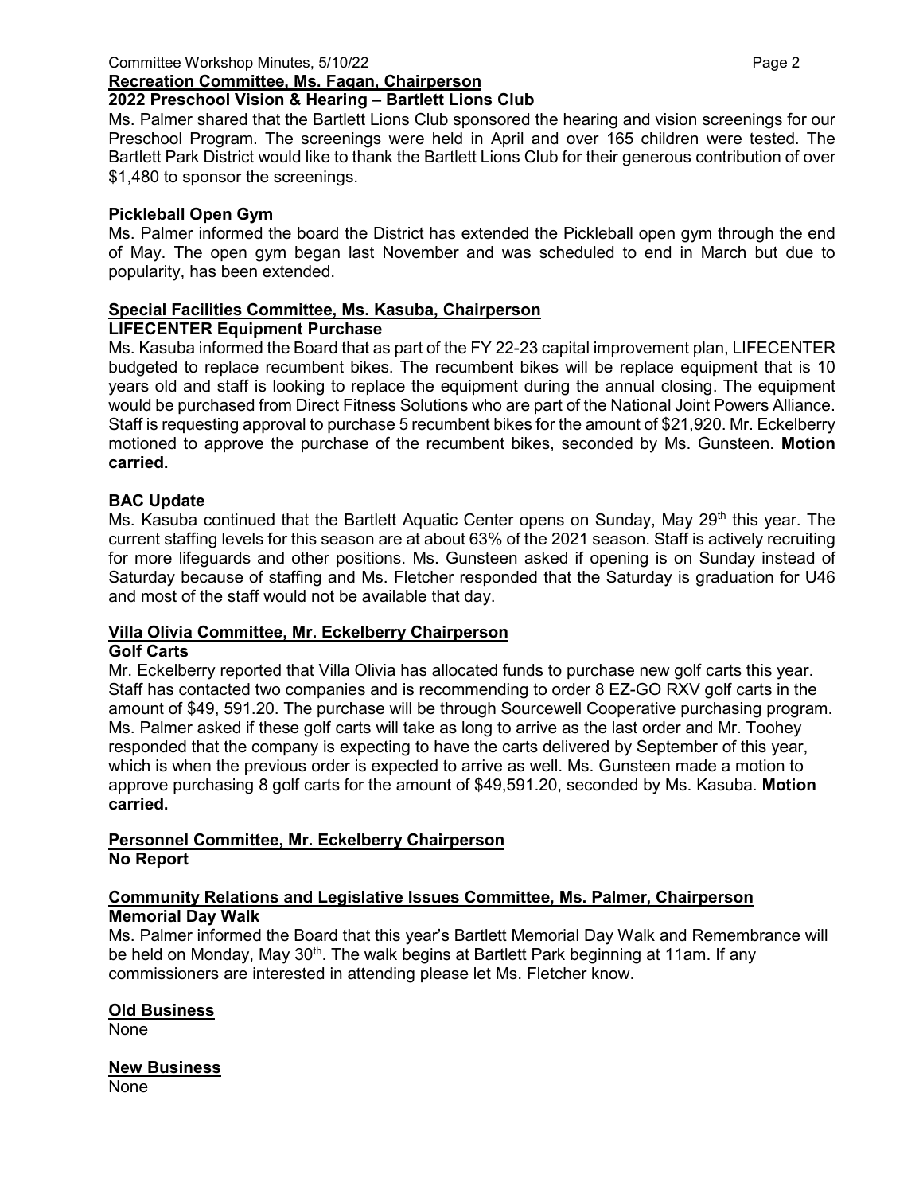**Recreation Committee, Ms. Fagan, Chairperson**

**2022 Preschool Vision & Hearing – Bartlett Lions Club**

Ms. Palmer shared that the Bartlett Lions Club sponsored the hearing and vision screenings for our Preschool Program. The screenings were held in April and over 165 children were tested. The Bartlett Park District would like to thank the Bartlett Lions Club for their generous contribution of over $1,480 to sponsor the screenings.

**Pickleball Open Gym**

Ms. Palmer informed the board the District has extended the Pickleball open gym through the end of May. The open gym began last November and was scheduled to end in March but due to popularity, has been extended.

**Special Facilities Committee, Ms. Kasuba, Chairperson**

**LIFECENTER Equipment Purchase**

Ms. Kasuba informed the Board that as part of the FY 22-23 capital improvement plan, LIFECENTER budgeted to replace recumbent bikes. The recumbent bikes will be replace equipment that is 10 years old and staff is looking to replace the equipment during the annual closing. The equipment would be purchased from Direct Fitness Solutions who are part of the National Joint Powers Alliance. Staff is requesting approval to purchase 5 recumbent bikes for the amount of $21,920. Mr. Eckelberry motioned to approve the purchase of the recumbent bikes, seconded by Ms. Gunsteen. **Motion carried.**

**BAC Update**

Ms. Kasuba continued that the Bartlett Aquatic Center opens on Sunday, May 29th this year. The current staffing levels for this season are at about 63% of the 2021 season. Staff is actively recruiting for more lifeguards and other positions. Ms. Gunsteen asked if opening is on Sunday instead of Saturday because of staffing and Ms. Fletcher responded that the Saturday is graduation for U46 and most of the staff would not be available that day.

**Villa Olivia Committee, Mr. Eckelberry Chairperson**

**Golf Carts**

Mr. Eckelberry reported that Villa Olivia has allocated funds to purchase new golf carts this year. Staff has contacted two companies and is recommending to order 8 EZ-GO RXV golf carts in the amount of $49, 591.20. The purchase will be through Sourcewell Cooperative purchasing program. Ms. Palmer asked if these golf carts will take as long to arrive as the last order and Mr. Toohey responded that the company is expecting to have the carts delivered by September of this year, which is when the previous order is expected to arrive as well. Ms. Gunsteen made a motion to approve purchasing 8 golf carts for the amount of $49,591.20, seconded by Ms. Kasuba. **Motion carried.**

**Personnel Committee, Mr. Eckelberry Chairperson**

**No Report**

**Community Relations and Legislative Issues Committee, Ms. Palmer, Chairperson**

**Memorial Day Walk**

Ms. Palmer informed the Board that this year's Bartlett Memorial Day Walk and Remembrance will be held on Monday, May 30th. The walk begins at Bartlett Park beginning at 11am. If any commissioners are interested in attending please let Ms. Fletcher know.

**Old Business**

None

**New Business**

None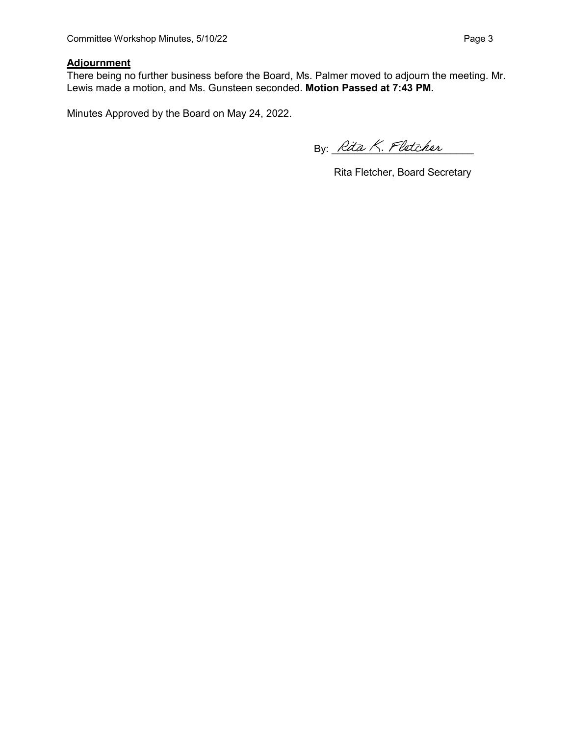**Adjournment**

There being no further business before the Board, Ms. Palmer moved to adjourn the meeting. Mr. Lewis made a motion, and Ms. Gunsteen seconded. **Motion Passed at 7:43 PM.**

Minutes Approved by the Board on May 24, 2022.

By: *Rita K. Fletcher*

Rita Fletcher, Board Secretary